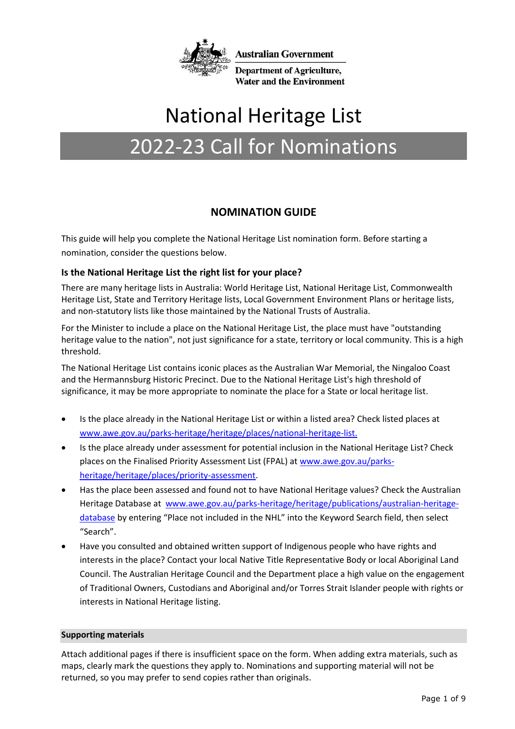Australian Government

Department of Agriculture, Water and the Environment

# National Heritage List

## 2022-23 Call for Nominations

### NOMINATION GUIDE

This guide will help you complete the National Heritage List nomination form. Before starting a nomination, consider the questions below.

#### Is the National Heritage List the right list for your place?

There are many heritage lists in Australia: World Heritage List, National Heritage List, Commonwealth Heritage List, State and Territory Heritage lists, Local Government Environment Plans or heritage lists, and non-statutory lists like those maintained by the National Trusts of Australia.

For the Minister to include a place on the National Heritage List, the place must have "outstanding heritage value to the nation", not just significance for a state, territory or local community. This is a high threshold.

The National Heritage List contains iconic places as the Australian War Memorial, the Ningaloo Coast and the Hermannsburg Historic Precinct. Due to the National Heritage List's high threshold of significance, it may be more appropriate to nominate the place for a State or local heritage list.

- Is the place already in the National Heritage List or within a listed area? Check listed places at www.awe.gov.au/parks-heritage/heritage/places/national-heritage-list.
- Is the place already under assessment for potential inclusion in the National Heritage List? Check places on the Finalised Priority Assessment List (FPAL) at www.awe.gov.au/parks-heritage/heritage/places/priority-assessment.
- Has the place been assessed and found not to have National Heritage values? Check the Australian Heritage Database at www.awe.gov.au/parks-heritage/heritage/publications/australian-heritage-database by entering "Place not included in the NHL" into the Keyword Search field, then select "Search".
- Have you consulted and obtained written support of Indigenous people who have rights and interests in the place? Contact your local Native Title Representative Body or local Aboriginal Land Council. The Australian Heritage Council and the Department place a high value on the engagement of Traditional Owners, Custodians and Aboriginal and/or Torres Strait Islander people with rights or interests in National Heritage listing.

#### Supporting materials

Attach additional pages if there is insufficient space on the form. When adding extra materials, such as maps, clearly mark the questions they apply to. Nominations and supporting material will not be returned, so you may prefer to send copies rather than originals.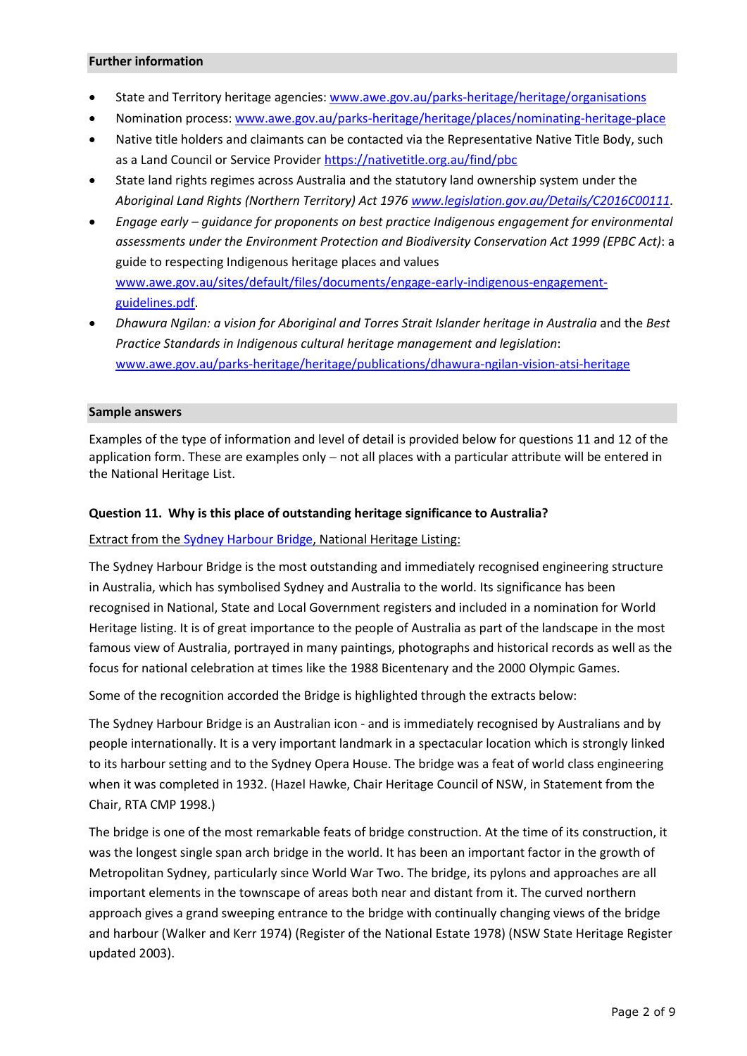## Further information

- State and Territory heritage agencies: www.awe.gov.au/parks-heritage/heritage/organisations
- Nomination process: www.awe.gov.au/parks-heritage/heritage/places/nominating-heritage-place
- Native title holders and claimants can be contacted via the Representative Native Title Body, such as a Land Council or Service Provider https://nativetitle.org.au/find/pbc
- State land rights regimes across Australia and the statutory land ownership system under the *Aboriginal Land Rights (Northern Territory) Act 1976* www.legislation.gov.au/Details/C2016C00111.
- *Engage early – guidance for proponents on best practice Indigenous engagement for environmental assessments under the Environment Protection and Biodiversity Conservation Act 1999 (EPBC Act)*: a guide to respecting Indigenous heritage places and values www.awe.gov.au/sites/default/files/documents/engage-early-indigenous-engagement-guidelines.pdf.
- *Dhawura Ngilan: a vision for Aboriginal and Torres Strait Islander heritage in Australia* and the *Best Practice Standards in Indigenous cultural heritage management and legislation*: www.awe.gov.au/parks-heritage/heritage/publications/dhawura-ngilan-vision-atsi-heritage

## Sample answers

Examples of the type of information and level of detail is provided below for questions 11 and 12 of the application form. These are examples only – not all places with a particular attribute will be entered in the National Heritage List.

### Question 11. Why is this place of outstanding heritage significance to Australia?

Extract from the Sydney Harbour Bridge, National Heritage Listing:

The Sydney Harbour Bridge is the most outstanding and immediately recognised engineering structure in Australia, which has symbolised Sydney and Australia to the world. Its significance has been recognised in National, State and Local Government registers and included in a nomination for World Heritage listing. It is of great importance to the people of Australia as part of the landscape in the most famous view of Australia, portrayed in many paintings, photographs and historical records as well as the focus for national celebration at times like the 1988 Bicentenary and the 2000 Olympic Games.

Some of the recognition accorded the Bridge is highlighted through the extracts below:

The Sydney Harbour Bridge is an Australian icon - and is immediately recognised by Australians and by people internationally. It is a very important landmark in a spectacular location which is strongly linked to its harbour setting and to the Sydney Opera House. The bridge was a feat of world class engineering when it was completed in 1932. (Hazel Hawke, Chair Heritage Council of NSW, in Statement from the Chair, RTA CMP 1998.)

The bridge is one of the most remarkable feats of bridge construction. At the time of its construction, it was the longest single span arch bridge in the world. It has been an important factor in the growth of Metropolitan Sydney, particularly since World War Two. The bridge, its pylons and approaches are all important elements in the townscape of areas both near and distant from it. The curved northern approach gives a grand sweeping entrance to the bridge with continually changing views of the bridge and harbour (Walker and Kerr 1974) (Register of the National Estate 1978) (NSW State Heritage Register updated 2003).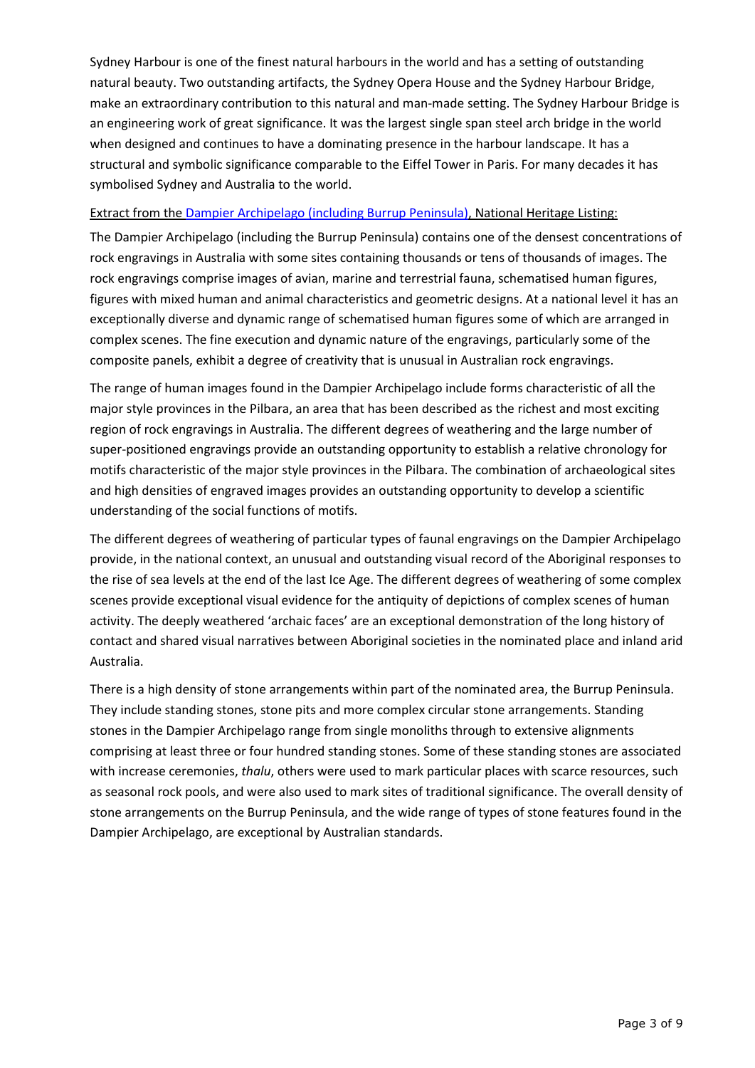Sydney Harbour is one of the finest natural harbours in the world and has a setting of outstanding natural beauty. Two outstanding artifacts, the Sydney Opera House and the Sydney Harbour Bridge, make an extraordinary contribution to this natural and man-made setting. The Sydney Harbour Bridge is an engineering work of great significance. It was the largest single span steel arch bridge in the world when designed and continues to have a dominating presence in the harbour landscape. It has a structural and symbolic significance comparable to the Eiffel Tower in Paris. For many decades it has symbolised Sydney and Australia to the world.

Extract from the Dampier Archipelago (including Burrup Peninsula), National Heritage Listing:

The Dampier Archipelago (including the Burrup Peninsula) contains one of the densest concentrations of rock engravings in Australia with some sites containing thousands or tens of thousands of images. The rock engravings comprise images of avian, marine and terrestrial fauna, schematised human figures, figures with mixed human and animal characteristics and geometric designs. At a national level it has an exceptionally diverse and dynamic range of schematised human figures some of which are arranged in complex scenes. The fine execution and dynamic nature of the engravings, particularly some of the composite panels, exhibit a degree of creativity that is unusual in Australian rock engravings.

The range of human images found in the Dampier Archipelago include forms characteristic of all the major style provinces in the Pilbara, an area that has been described as the richest and most exciting region of rock engravings in Australia. The different degrees of weathering and the large number of super-positioned engravings provide an outstanding opportunity to establish a relative chronology for motifs characteristic of the major style provinces in the Pilbara. The combination of archaeological sites and high densities of engraved images provides an outstanding opportunity to develop a scientific understanding of the social functions of motifs.

The different degrees of weathering of particular types of faunal engravings on the Dampier Archipelago provide, in the national context, an unusual and outstanding visual record of the Aboriginal responses to the rise of sea levels at the end of the last Ice Age. The different degrees of weathering of some complex scenes provide exceptional visual evidence for the antiquity of depictions of complex scenes of human activity. The deeply weathered 'archaic faces' are an exceptional demonstration of the long history of contact and shared visual narratives between Aboriginal societies in the nominated place and inland arid Australia.

There is a high density of stone arrangements within part of the nominated area, the Burrup Peninsula. They include standing stones, stone pits and more complex circular stone arrangements. Standing stones in the Dampier Archipelago range from single monoliths through to extensive alignments comprising at least three or four hundred standing stones. Some of these standing stones are associated with increase ceremonies, *thalu*, others were used to mark particular places with scarce resources, such as seasonal rock pools, and were also used to mark sites of traditional significance. The overall density of stone arrangements on the Burrup Peninsula, and the wide range of types of stone features found in the Dampier Archipelago, are exceptional by Australian standards.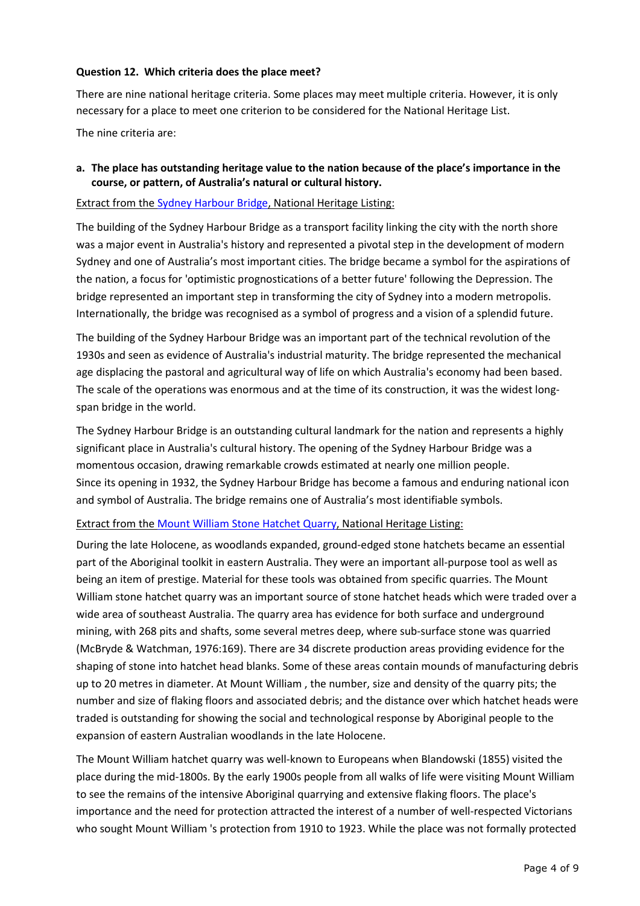**Question 12. Which criteria does the place meet?**

There are nine national heritage criteria. Some places may meet multiple criteria. However, it is only necessary for a place to meet one criterion to be considered for the National Heritage List.

The nine criteria are:

**a. The place has outstanding heritage value to the nation because of the place's importance in the course, or pattern, of Australia's natural or cultural history.**

Extract from the Sydney Harbour Bridge, National Heritage Listing:

The building of the Sydney Harbour Bridge as a transport facility linking the city with the north shore was a major event in Australia's history and represented a pivotal step in the development of modern Sydney and one of Australia's most important cities. The bridge became a symbol for the aspirations of the nation, a focus for 'optimistic prognostications of a better future' following the Depression. The bridge represented an important step in transforming the city of Sydney into a modern metropolis. Internationally, the bridge was recognised as a symbol of progress and a vision of a splendid future.

The building of the Sydney Harbour Bridge was an important part of the technical revolution of the 1930s and seen as evidence of Australia's industrial maturity. The bridge represented the mechanical age displacing the pastoral and agricultural way of life on which Australia's economy had been based. The scale of the operations was enormous and at the time of its construction, it was the widest long-span bridge in the world.

The Sydney Harbour Bridge is an outstanding cultural landmark for the nation and represents a highly significant place in Australia's cultural history. The opening of the Sydney Harbour Bridge was a momentous occasion, drawing remarkable crowds estimated at nearly one million people. Since its opening in 1932, the Sydney Harbour Bridge has become a famous and enduring national icon and symbol of Australia. The bridge remains one of Australia's most identifiable symbols.

Extract from the Mount William Stone Hatchet Quarry, National Heritage Listing:

During the late Holocene, as woodlands expanded, ground-edged stone hatchets became an essential part of the Aboriginal toolkit in eastern Australia. They were an important all-purpose tool as well as being an item of prestige. Material for these tools was obtained from specific quarries. The Mount William stone hatchet quarry was an important source of stone hatchet heads which were traded over a wide area of southeast Australia. The quarry area has evidence for both surface and underground mining, with 268 pits and shafts, some several metres deep, where sub-surface stone was quarried (McBryde & Watchman, 1976:169). There are 34 discrete production areas providing evidence for the shaping of stone into hatchet head blanks. Some of these areas contain mounds of manufacturing debris up to 20 metres in diameter. At Mount William , the number, size and density of the quarry pits; the number and size of flaking floors and associated debris; and the distance over which hatchet heads were traded is outstanding for showing the social and technological response by Aboriginal people to the expansion of eastern Australian woodlands in the late Holocene.

The Mount William hatchet quarry was well-known to Europeans when Blandowski (1855) visited the place during the mid-1800s. By the early 1900s people from all walks of life were visiting Mount William to see the remains of the intensive Aboriginal quarrying and extensive flaking floors. The place's importance and the need for protection attracted the interest of a number of well-respected Victorians who sought Mount William 's protection from 1910 to 1923. While the place was not formally protected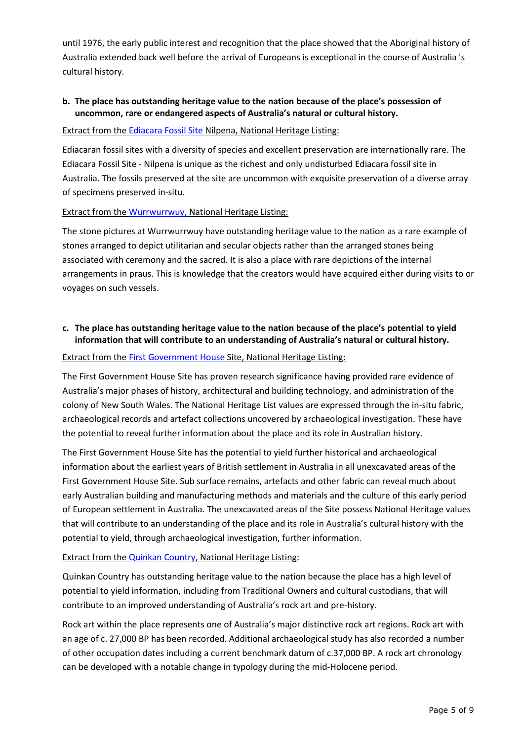until 1976, the early public interest and recognition that the place showed that the Aboriginal history of Australia extended back well before the arrival of Europeans is exceptional in the course of Australia 's cultural history.

**b. The place has outstanding heritage value to the nation because of the place's possession of uncommon, rare or endangered aspects of Australia's natural or cultural history.**

Extract from the Ediacara Fossil Site Nilpena, National Heritage Listing:

Ediacaran fossil sites with a diversity of species and excellent preservation are internationally rare. The Ediacara Fossil Site - Nilpena is unique as the richest and only undisturbed Ediacara fossil site in Australia. The fossils preserved at the site are uncommon with exquisite preservation of a diverse array of specimens preserved in-situ.

Extract from the Wurrwurrwuy, National Heritage Listing:

The stone pictures at Wurrwurrwuy have outstanding heritage value to the nation as a rare example of stones arranged to depict utilitarian and secular objects rather than the arranged stones being associated with ceremony and the sacred. It is also a place with rare depictions of the internal arrangements in praus. This is knowledge that the creators would have acquired either during visits to or voyages on such vessels.

**c. The place has outstanding heritage value to the nation because of the place's potential to yield information that will contribute to an understanding of Australia's natural or cultural history.**

Extract from the First Government House Site, National Heritage Listing:

The First Government House Site has proven research significance having provided rare evidence of Australia's major phases of history, architectural and building technology, and administration of the colony of New South Wales. The National Heritage List values are expressed through the in-situ fabric, archaeological records and artefact collections uncovered by archaeological investigation. These have the potential to reveal further information about the place and its role in Australian history.

The First Government House Site has the potential to yield further historical and archaeological information about the earliest years of British settlement in Australia in all unexcavated areas of the First Government House Site. Sub surface remains, artefacts and other fabric can reveal much about early Australian building and manufacturing methods and materials and the culture of this early period of European settlement in Australia. The unexcavated areas of the Site possess National Heritage values that will contribute to an understanding of the place and its role in Australia's cultural history with the potential to yield, through archaeological investigation, further information.

Extract from the Quinkan Country, National Heritage Listing:

Quinkan Country has outstanding heritage value to the nation because the place has a high level of potential to yield information, including from Traditional Owners and cultural custodians, that will contribute to an improved understanding of Australia's rock art and pre-history.

Rock art within the place represents one of Australia's major distinctive rock art regions. Rock art with an age of c. 27,000 BP has been recorded. Additional archaeological study has also recorded a number of other occupation dates including a current benchmark datum of c.37,000 BP. A rock art chronology can be developed with a notable change in typology during the mid-Holocene period.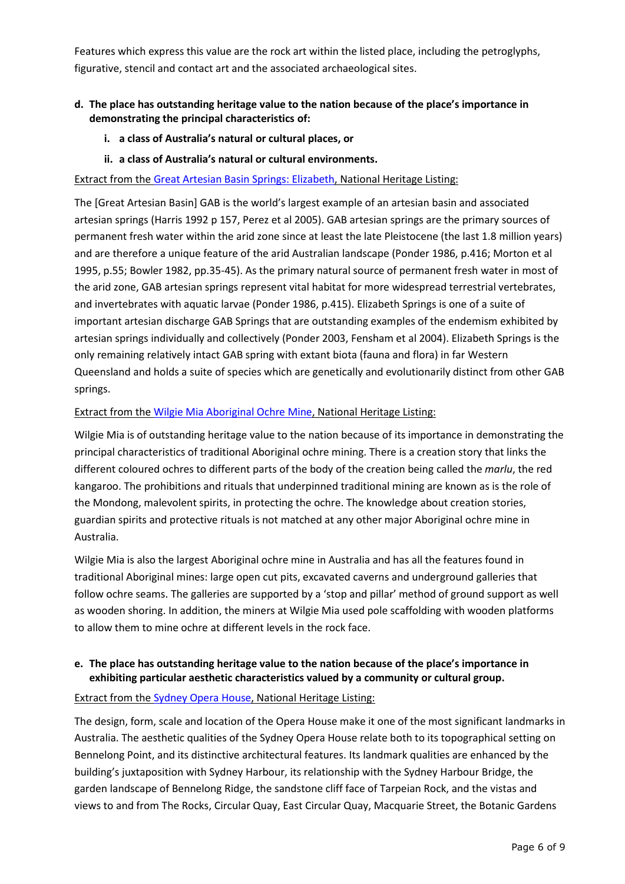Features which express this value are the rock art within the listed place, including the petroglyphs, figurative, stencil and contact art and the associated archaeological sites.

**d. The place has outstanding heritage value to the nation because of the place's importance in demonstrating the principal characteristics of:**

**i. a class of Australia's natural or cultural places, or**

**ii. a class of Australia's natural or cultural environments.**

Extract from the Great Artesian Basin Springs: Elizabeth, National Heritage Listing:

The [Great Artesian Basin] GAB is the world's largest example of an artesian basin and associated artesian springs (Harris 1992 p 157, Perez et al 2005). GAB artesian springs are the primary sources of permanent fresh water within the arid zone since at least the late Pleistocene (the last 1.8 million years) and are therefore a unique feature of the arid Australian landscape (Ponder 1986, p.416; Morton et al 1995, p.55; Bowler 1982, pp.35-45). As the primary natural source of permanent fresh water in most of the arid zone, GAB artesian springs represent vital habitat for more widespread terrestrial vertebrates, and invertebrates with aquatic larvae (Ponder 1986, p.415). Elizabeth Springs is one of a suite of important artesian discharge GAB Springs that are outstanding examples of the endemism exhibited by artesian springs individually and collectively (Ponder 2003, Fensham et al 2004). Elizabeth Springs is the only remaining relatively intact GAB spring with extant biota (fauna and flora) in far Western Queensland and holds a suite of species which are genetically and evolutionarily distinct from other GAB springs.

Extract from the Wilgie Mia Aboriginal Ochre Mine, National Heritage Listing:

Wilgie Mia is of outstanding heritage value to the nation because of its importance in demonstrating the principal characteristics of traditional Aboriginal ochre mining. There is a creation story that links the different coloured ochres to different parts of the body of the creation being called the *marlu*, the red kangaroo. The prohibitions and rituals that underpinned traditional mining are known as is the role of the Mondong, malevolent spirits, in protecting the ochre. The knowledge about creation stories, guardian spirits and protective rituals is not matched at any other major Aboriginal ochre mine in Australia.

Wilgie Mia is also the largest Aboriginal ochre mine in Australia and has all the features found in traditional Aboriginal mines: large open cut pits, excavated caverns and underground galleries that follow ochre seams. The galleries are supported by a 'stop and pillar' method of ground support as well as wooden shoring. In addition, the miners at Wilgie Mia used pole scaffolding with wooden platforms to allow them to mine ochre at different levels in the rock face.

**e. The place has outstanding heritage value to the nation because of the place's importance in exhibiting particular aesthetic characteristics valued by a community or cultural group.**

Extract from the Sydney Opera House, National Heritage Listing:

The design, form, scale and location of the Opera House make it one of the most significant landmarks in Australia. The aesthetic qualities of the Sydney Opera House relate both to its topographical setting on Bennelong Point, and its distinctive architectural features. Its landmark qualities are enhanced by the building's juxtaposition with Sydney Harbour, its relationship with the Sydney Harbour Bridge, the garden landscape of Bennelong Ridge, the sandstone cliff face of Tarpeian Rock, and the vistas and views to and from The Rocks, Circular Quay, East Circular Quay, Macquarie Street, the Botanic Gardens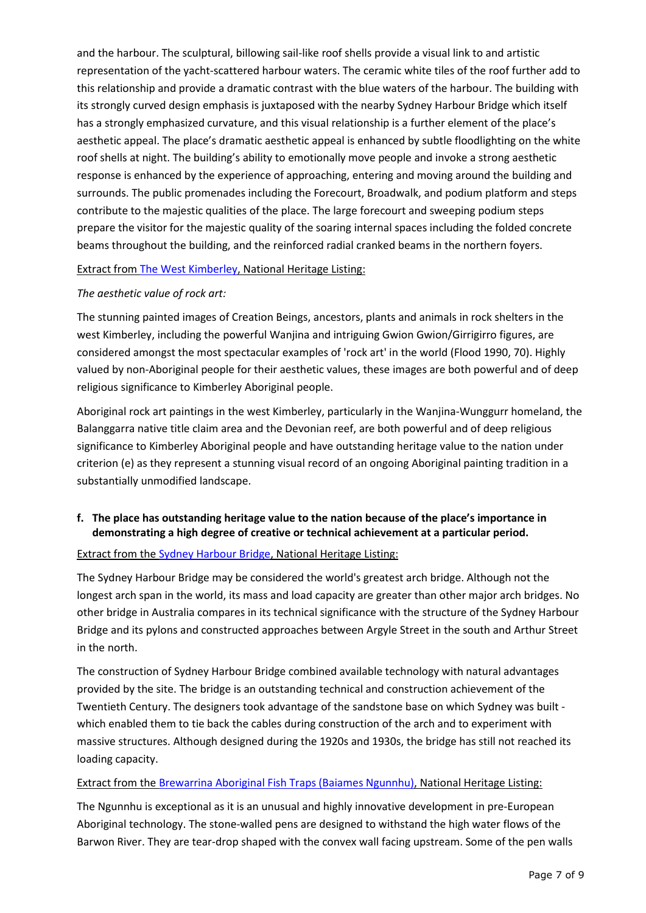and the harbour. The sculptural, billowing sail-like roof shells provide a visual link to and artistic representation of the yacht-scattered harbour waters. The ceramic white tiles of the roof further add to this relationship and provide a dramatic contrast with the blue waters of the harbour. The building with its strongly curved design emphasis is juxtaposed with the nearby Sydney Harbour Bridge which itself has a strongly emphasized curvature, and this visual relationship is a further element of the place's aesthetic appeal. The place's dramatic aesthetic appeal is enhanced by subtle floodlighting on the white roof shells at night. The building's ability to emotionally move people and invoke a strong aesthetic response is enhanced by the experience of approaching, entering and moving around the building and surrounds. The public promenades including the Forecourt, Broadwalk, and podium platform and steps contribute to the majestic qualities of the place. The large forecourt and sweeping podium steps prepare the visitor for the majestic quality of the soaring internal spaces including the folded concrete beams throughout the building, and the reinforced radial cranked beams in the northern foyers.

Extract from The West Kimberley, National Heritage Listing:

*The aesthetic value of rock art:*

The stunning painted images of Creation Beings, ancestors, plants and animals in rock shelters in the west Kimberley, including the powerful Wanjina and intriguing Gwion Gwion/Girrigirro figures, are considered amongst the most spectacular examples of 'rock art' in the world (Flood 1990, 70). Highly valued by non-Aboriginal people for their aesthetic values, these images are both powerful and of deep religious significance to Kimberley Aboriginal people.

Aboriginal rock art paintings in the west Kimberley, particularly in the Wanjina-Wunggurr homeland, the Balanggarra native title claim area and the Devonian reef, are both powerful and of deep religious significance to Kimberley Aboriginal people and have outstanding heritage value to the nation under criterion (e) as they represent a stunning visual record of an ongoing Aboriginal painting tradition in a substantially unmodified landscape.

**f. The place has outstanding heritage value to the nation because of the place's importance in demonstrating a high degree of creative or technical achievement at a particular period.**

Extract from the Sydney Harbour Bridge, National Heritage Listing:

The Sydney Harbour Bridge may be considered the world's greatest arch bridge. Although not the longest arch span in the world, its mass and load capacity are greater than other major arch bridges. No other bridge in Australia compares in its technical significance with the structure of the Sydney Harbour Bridge and its pylons and constructed approaches between Argyle Street in the south and Arthur Street in the north.

The construction of Sydney Harbour Bridge combined available technology with natural advantages provided by the site. The bridge is an outstanding technical and construction achievement of the Twentieth Century. The designers took advantage of the sandstone base on which Sydney was built - which enabled them to tie back the cables during construction of the arch and to experiment with massive structures. Although designed during the 1920s and 1930s, the bridge has still not reached its loading capacity.

Extract from the Brewarrina Aboriginal Fish Traps (Baiames Ngunnhu), National Heritage Listing:

The Ngunnhu is exceptional as it is an unusual and highly innovative development in pre-European Aboriginal technology. The stone-walled pens are designed to withstand the high water flows of the Barwon River. They are tear-drop shaped with the convex wall facing upstream. Some of the pen walls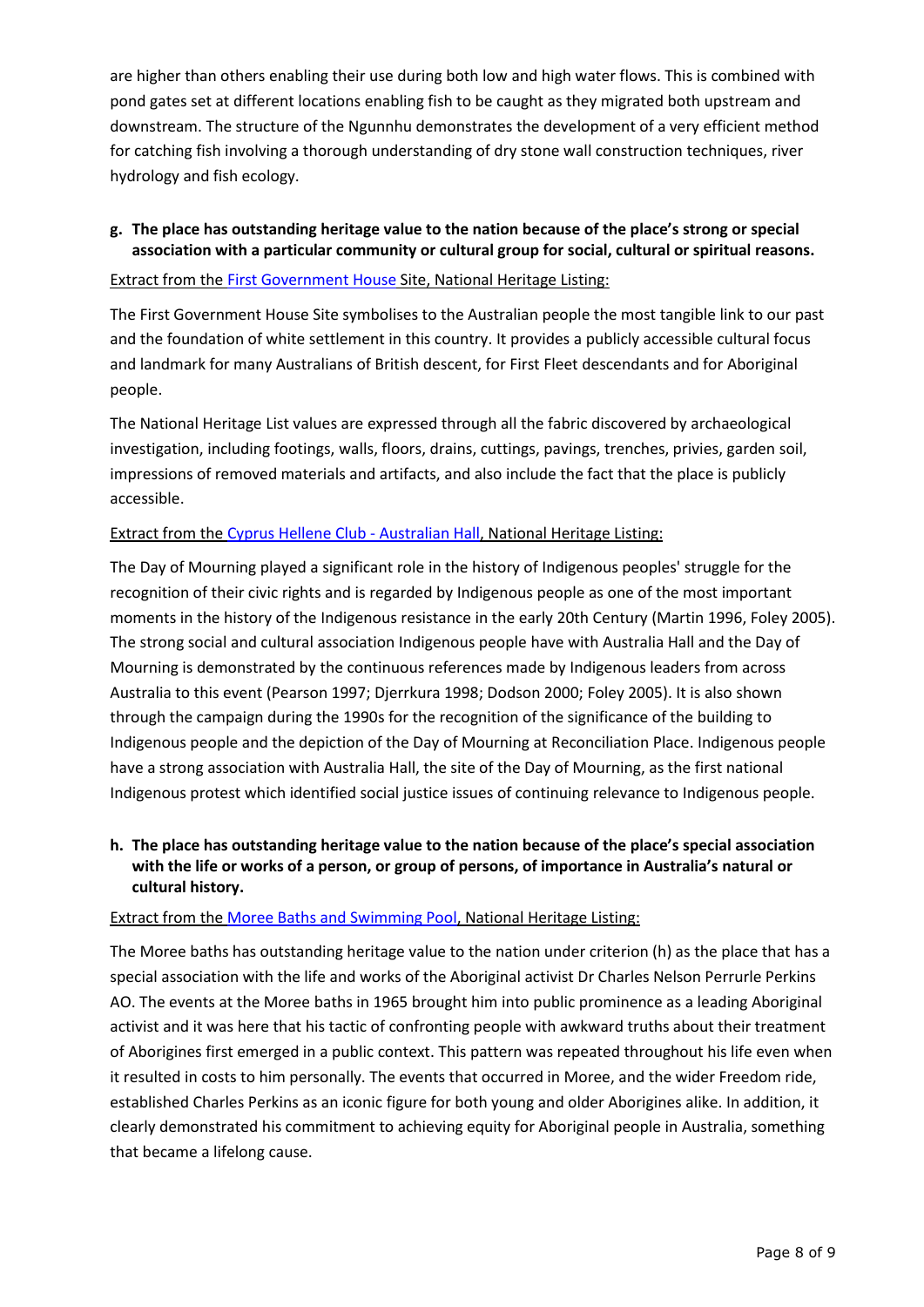are higher than others enabling their use during both low and high water flows. This is combined with pond gates set at different locations enabling fish to be caught as they migrated both upstream and downstream. The structure of the Ngunnhu demonstrates the development of a very efficient method for catching fish involving a thorough understanding of dry stone wall construction techniques, river hydrology and fish ecology.

**g. The place has outstanding heritage value to the nation because of the place's strong or special association with a particular community or cultural group for social, cultural or spiritual reasons.**

Extract from the First Government House Site, National Heritage Listing:

The First Government House Site symbolises to the Australian people the most tangible link to our past and the foundation of white settlement in this country. It provides a publicly accessible cultural focus and landmark for many Australians of British descent, for First Fleet descendants and for Aboriginal people.

The National Heritage List values are expressed through all the fabric discovered by archaeological investigation, including footings, walls, floors, drains, cuttings, pavings, trenches, privies, garden soil, impressions of removed materials and artifacts, and also include the fact that the place is publicly accessible.

Extract from the Cyprus Hellene Club - Australian Hall, National Heritage Listing:

The Day of Mourning played a significant role in the history of Indigenous peoples' struggle for the recognition of their civic rights and is regarded by Indigenous people as one of the most important moments in the history of the Indigenous resistance in the early 20th Century (Martin 1996, Foley 2005). The strong social and cultural association Indigenous people have with Australia Hall and the Day of Mourning is demonstrated by the continuous references made by Indigenous leaders from across Australia to this event (Pearson 1997; Djerrkura 1998; Dodson 2000; Foley 2005). It is also shown through the campaign during the 1990s for the recognition of the significance of the building to Indigenous people and the depiction of the Day of Mourning at Reconciliation Place. Indigenous people have a strong association with Australia Hall, the site of the Day of Mourning, as the first national Indigenous protest which identified social justice issues of continuing relevance to Indigenous people.

**h. The place has outstanding heritage value to the nation because of the place's special association with the life or works of a person, or group of persons, of importance in Australia's natural or cultural history.**

Extract from the Moree Baths and Swimming Pool, National Heritage Listing:

The Moree baths has outstanding heritage value to the nation under criterion (h) as the place that has a special association with the life and works of the Aboriginal activist Dr Charles Nelson Perrurle Perkins AO. The events at the Moree baths in 1965 brought him into public prominence as a leading Aboriginal activist and it was here that his tactic of confronting people with awkward truths about their treatment of Aborigines first emerged in a public context. This pattern was repeated throughout his life even when it resulted in costs to him personally. The events that occurred in Moree, and the wider Freedom ride, established Charles Perkins as an iconic figure for both young and older Aborigines alike. In addition, it clearly demonstrated his commitment to achieving equity for Aboriginal people in Australia, something that became a lifelong cause.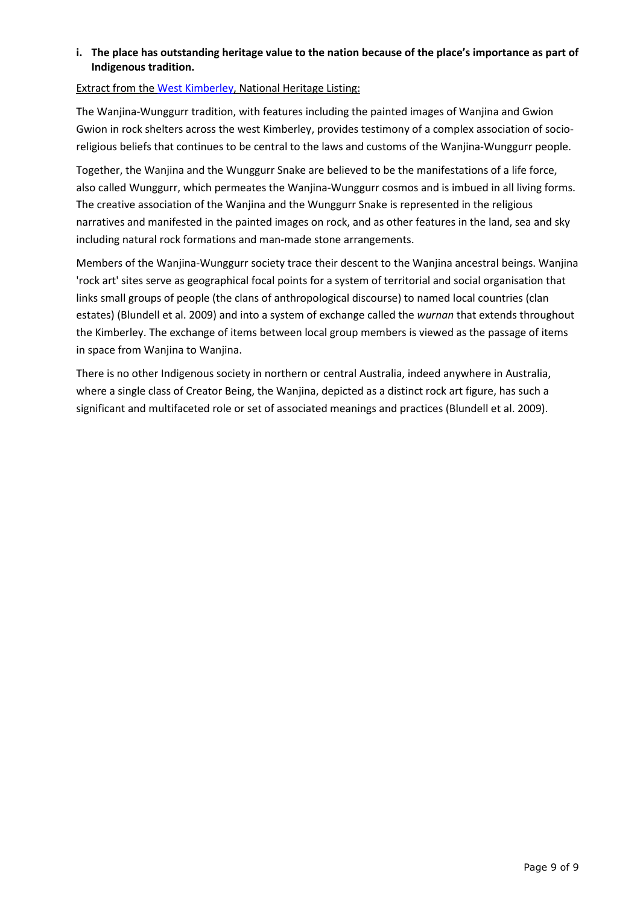**i. The place has outstanding heritage value to the nation because of the place's importance as part of Indigenous tradition.**

Extract from the West Kimberley, National Heritage Listing:

The Wanjina-Wunggurr tradition, with features including the painted images of Wanjina and Gwion Gwion in rock shelters across the west Kimberley, provides testimony of a complex association of socio-religious beliefs that continues to be central to the laws and customs of the Wanjina-Wunggurr people.

Together, the Wanjina and the Wunggurr Snake are believed to be the manifestations of a life force, also called Wunggurr, which permeates the Wanjina-Wunggurr cosmos and is imbued in all living forms. The creative association of the Wanjina and the Wunggurr Snake is represented in the religious narratives and manifested in the painted images on rock, and as other features in the land, sea and sky including natural rock formations and man-made stone arrangements.

Members of the Wanjina-Wunggurr society trace their descent to the Wanjina ancestral beings. Wanjina 'rock art' sites serve as geographical focal points for a system of territorial and social organisation that links small groups of people (the clans of anthropological discourse) to named local countries (clan estates) (Blundell et al. 2009) and into a system of exchange called the *wurnan* that extends throughout the Kimberley. The exchange of items between local group members is viewed as the passage of items in space from Wanjina to Wanjina.

There is no other Indigenous society in northern or central Australia, indeed anywhere in Australia, where a single class of Creator Being, the Wanjina, depicted as a distinct rock art figure, has such a significant and multifaceted role or set of associated meanings and practices (Blundell et al. 2009).